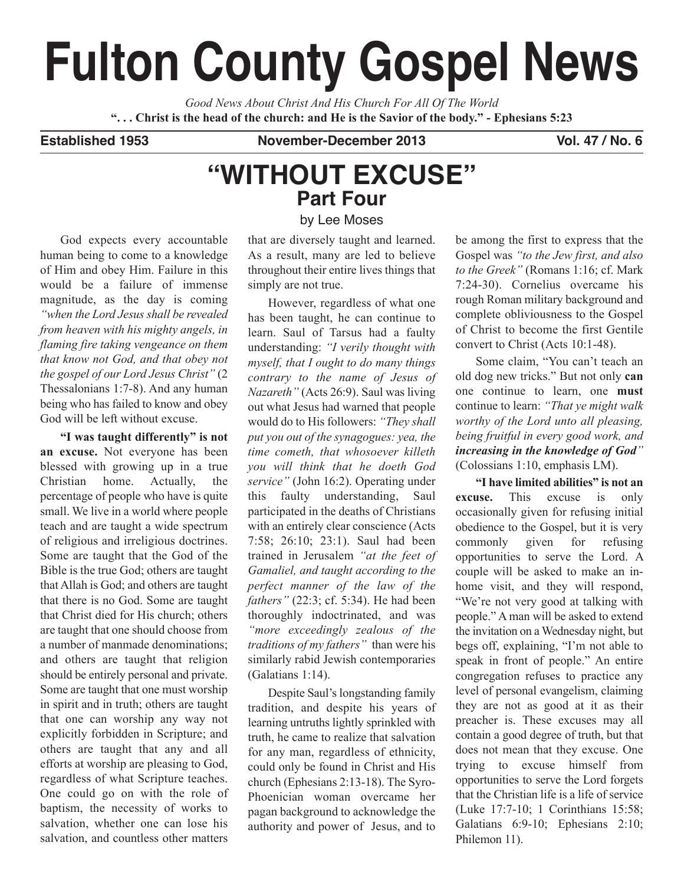# Fulton County Gospel News

*Good News About Christ And His Church For All Of The World*

**". . . Christ is the head of the church: and He is the Savior of the body." - Ephesians 5:23**

**Established 1953** **November-December 2013** **Vol. 47 / No. 6**

## "WITHOUT EXCUSE"
### Part Four

by Lee Moses

God expects every accountable human being to come to a knowledge of Him and obey Him. Failure in this would be a failure of immense magnitude, as the day is coming *"when the Lord Jesus shall be revealed from heaven with his mighty angels, in flaming fire taking vengeance on them that know not God, and that obey not the gospel of our Lord Jesus Christ"* (2 Thessalonians 1:7-8). And any human being who has failed to know and obey God will be left without excuse.

**"I was taught differently" is not an excuse.** Not everyone has been blessed with growing up in a true Christian home. Actually, the percentage of people who have is quite small. We live in a world where people teach and are taught a wide spectrum of religious and irreligious doctrines. Some are taught that the God of the Bible is the true God; others are taught that Allah is God; and others are taught that there is no God. Some are taught that Christ died for His church; others are taught that one should choose from a number of manmade denominations; and others are taught that religion should be entirely personal and private. Some are taught that one must worship in spirit and in truth; others are taught that one can worship any way not explicitly forbidden in Scripture; and others are taught that any and all efforts at worship are pleasing to God, regardless of what Scripture teaches. One could go on with the role of baptism, the necessity of works to salvation, whether one can lose his salvation, and countless other matters that are diversely taught and learned. As a result, many are led to believe throughout their entire lives things that simply are not true.

However, regardless of what one has been taught, he can continue to learn. Saul of Tarsus had a faulty understanding: *"I verily thought with myself, that I ought to do many things contrary to the name of Jesus of Nazareth"* (Acts 26:9). Saul was living out what Jesus had warned that people would do to His followers: *"They shall put you out of the synagogues: yea, the time cometh, that whosoever killeth you will think that he doeth God service"* (John 16:2). Operating under this faulty understanding, Saul participated in the deaths of Christians with an entirely clear conscience (Acts 7:58; 26:10; 23:1). Saul had been trained in Jerusalem *"at the feet of Gamaliel, and taught according to the perfect manner of the law of the fathers"* (22:3; cf. 5:34). He had been thoroughly indoctrinated, and was *"more exceedingly zealous of the traditions of my fathers"* than were his similarly rabid Jewish contemporaries (Galatians 1:14).

Despite Saul's longstanding family tradition, and despite his years of learning untruths lightly sprinkled with truth, he came to realize that salvation for any man, regardless of ethnicity, could only be found in Christ and His church (Ephesians 2:13-18). The Syro-Phoenician woman overcame her pagan background to acknowledge the authority and power of Jesus, and to be among the first to express that the Gospel was *"to the Jew first, and also to the Greek"* (Romans 1:16; cf. Mark 7:24-30). Cornelius overcame his rough Roman military background and complete obliviousness to the Gospel of Christ to become the first Gentile convert to Christ (Acts 10:1-48).

Some claim, "You can't teach an old dog new tricks." But not only **can** one continue to learn, one **must** continue to learn: *"That ye might walk worthy of the Lord unto all pleasing, being fruitful in every good work, and **increasing in the knowledge of God**"* (Colossians 1:10, emphasis LM).

**"I have limited abilities" is not an excuse.** This excuse is only occasionally given for refusing initial obedience to the Gospel, but it is very commonly given for refusing opportunities to serve the Lord. A couple will be asked to make an in-home visit, and they will respond, "We're not very good at talking with people." A man will be asked to extend the invitation on a Wednesday night, but begs off, explaining, "I'm not able to speak in front of people." An entire congregation refuses to practice any level of personal evangelism, claiming they are not as good at it as their preacher is. These excuses may all contain a good degree of truth, but that does not mean that they excuse. One trying to excuse himself from opportunities to serve the Lord forgets that the Christian life is a life of service (Luke 17:7-10; 1 Corinthians 15:58; Galatians 6:9-10; Ephesians 2:10; Philemon 11).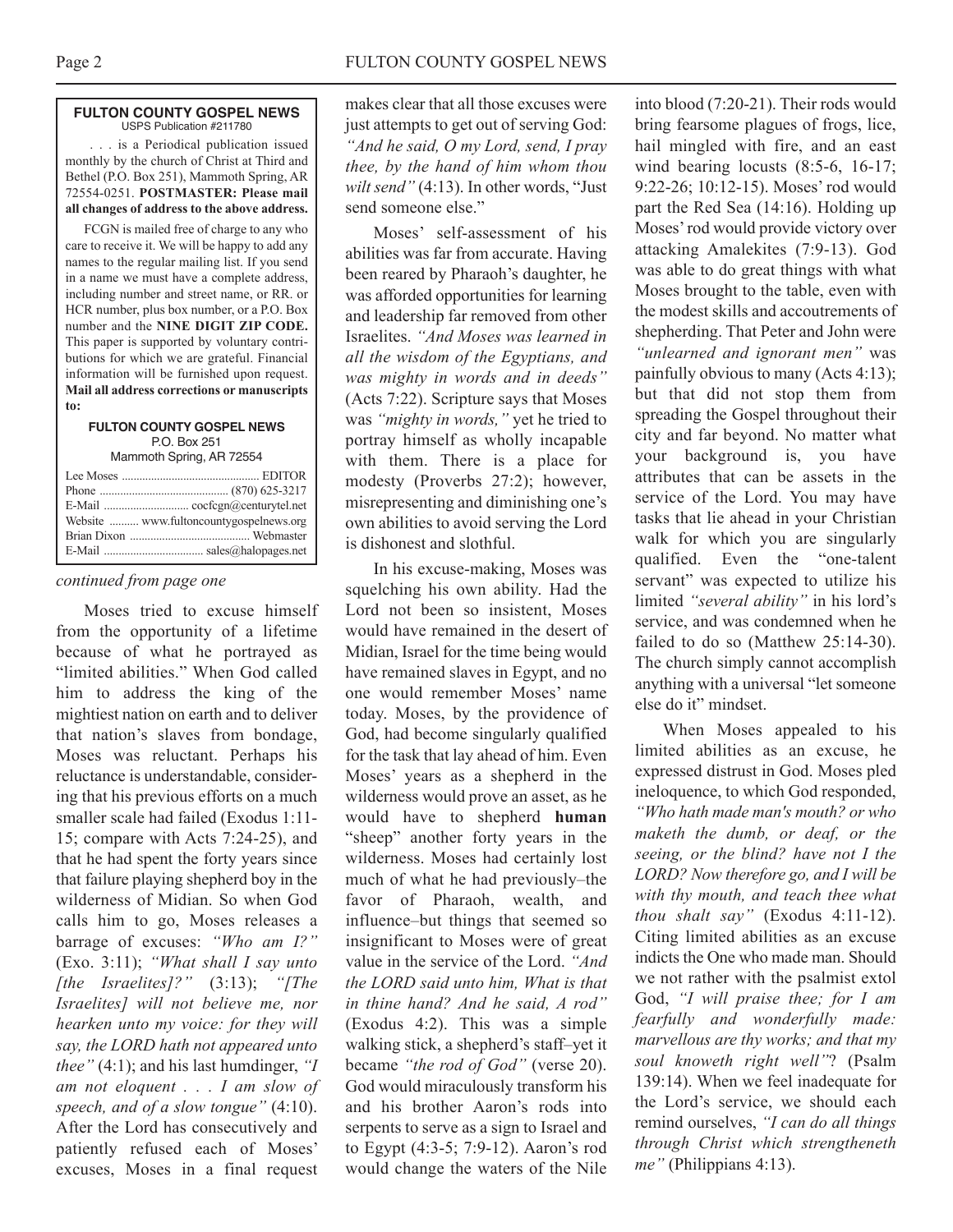**FULTON COUNTY GOSPEL NEWS**
USPS Publication #211780

. . . is a Periodical publication issued monthly by the church of Christ at Third and Bethel (P.O. Box 251), Mammoth Spring, AR 72554-0251. **POSTMASTER: Please mail all changes of address to the above address.**

FCGN is mailed free of charge to any who care to receive it. We will be happy to add any names to the regular mailing list. If you send in a name we must have a complete address, including number and street name, or RR. or HCR number, plus box number, or a P.O. Box number and the **NINE DIGIT ZIP CODE.** This paper is supported by voluntary contributions for which we are grateful. Financial information will be furnished upon request. **Mail all address corrections or manuscripts to:**

**FULTON COUNTY GOSPEL NEWS**
P.O. Box 251
Mammoth Spring, AR 72554

Lee Moses .............................................. EDITOR
Phone ........................................... (870) 625-3217
E-Mail ............................ cocfcgn@centurytel.net
Website .......... www.fultoncountygospelnews.org
Brian Dixon ......................................... Webmaster
E-Mail ................................. sales@halopages.net

*continued from page one*

Moses tried to excuse himself from the opportunity of a lifetime because of what he portrayed as "limited abilities." When God called him to address the king of the mightiest nation on earth and to deliver that nation's slaves from bondage, Moses was reluctant. Perhaps his reluctance is understandable, considering that his previous efforts on a much smaller scale had failed (Exodus 1:11-15; compare with Acts 7:24-25), and that he had spent the forty years since that failure playing shepherd boy in the wilderness of Midian. So when God calls him to go, Moses releases a barrage of excuses: *"Who am I?"* (Exo. 3:11); *"What shall I say unto [the Israelites]?"* (3:13); *"[The Israelites] will not believe me, nor hearken unto my voice: for they will say, the LORD hath not appeared unto thee"* (4:1); and his last humdinger, *"I am not eloquent . . . I am slow of speech, and of a slow tongue"* (4:10). After the Lord has consecutively and patiently refused each of Moses' excuses, Moses in a final request makes clear that all those excuses were just attempts to get out of serving God: *"And he said, O my Lord, send, I pray thee, by the hand of him whom thou wilt send"* (4:13). In other words, "Just send someone else."

Moses' self-assessment of his abilities was far from accurate. Having been reared by Pharaoh's daughter, he was afforded opportunities for learning and leadership far removed from other Israelites. *"And Moses was learned in all the wisdom of the Egyptians, and was mighty in words and in deeds"* (Acts 7:22). Scripture says that Moses was *"mighty in words,"* yet he tried to portray himself as wholly incapable with them. There is a place for modesty (Proverbs 27:2); however, misrepresenting and diminishing one's own abilities to avoid serving the Lord is dishonest and slothful.

In his excuse-making, Moses was squelching his own ability. Had the Lord not been so insistent, Moses would have remained in the desert of Midian, Israel for the time being would have remained slaves in Egypt, and no one would remember Moses' name today. Moses, by the providence of God, had become singularly qualified for the task that lay ahead of him. Even Moses' years as a shepherd in the wilderness would prove an asset, as he would have to shepherd **human** "sheep" another forty years in the wilderness. Moses had certainly lost much of what he had previously–the favor of Pharaoh, wealth, and influence–but things that seemed so insignificant to Moses were of great value in the service of the Lord. *"And the LORD said unto him, What is that in thine hand? And he said, A rod"* (Exodus 4:2). This was a simple walking stick, a shepherd's staff–yet it became *"the rod of God"* (verse 20). God would miraculously transform his and his brother Aaron's rods into serpents to serve as a sign to Israel and to Egypt (4:3-5; 7:9-12). Aaron's rod would change the waters of the Nile into blood (7:20-21). Their rods would bring fearsome plagues of frogs, lice, hail mingled with fire, and an east wind bearing locusts (8:5-6, 16-17; 9:22-26; 10:12-15). Moses' rod would part the Red Sea (14:16). Holding up Moses' rod would provide victory over attacking Amalekites (7:9-13). God was able to do great things with what Moses brought to the table, even with the modest skills and accoutrements of shepherding. That Peter and John were *"unlearned and ignorant men"* was painfully obvious to many (Acts 4:13); but that did not stop them from spreading the Gospel throughout their city and far beyond. No matter what your background is, you have attributes that can be assets in the service of the Lord. You may have tasks that lie ahead in your Christian walk for which you are singularly qualified. Even the "one-talent servant" was expected to utilize his limited *"several ability"* in his lord's service, and was condemned when he failed to do so (Matthew 25:14-30). The church simply cannot accomplish anything with a universal "let someone else do it" mindset.

When Moses appealed to his limited abilities as an excuse, he expressed distrust in God. Moses pled ineloquence, to which God responded, *"Who hath made man's mouth? or who maketh the dumb, or deaf, or the seeing, or the blind? have not I the LORD? Now therefore go, and I will be with thy mouth, and teach thee what thou shalt say"* (Exodus 4:11-12). Citing limited abilities as an excuse indicts the One who made man. Should we not rather with the psalmist extol God, *"I will praise thee; for I am fearfully and wonderfully made: marvellous are thy works; and that my soul knoweth right well"*? (Psalm 139:14). When we feel inadequate for the Lord's service, we should each remind ourselves, *"I can do all things through Christ which strengtheneth me"* (Philippians 4:13).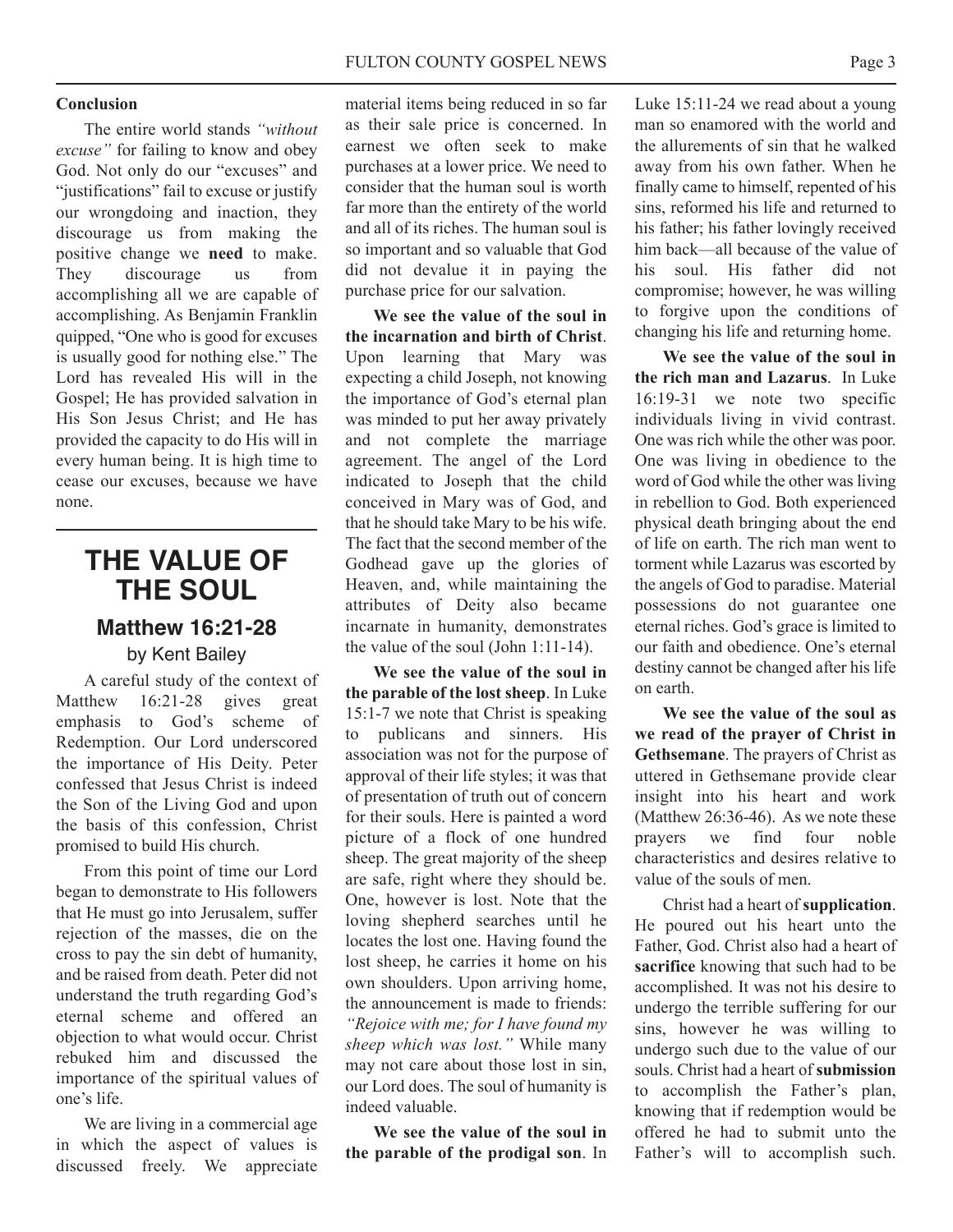**Conclusion**

The entire world stands *"without excuse"* for failing to know and obey God. Not only do our "excuses" and "justifications" fail to excuse or justify our wrongdoing and inaction, they discourage us from making the positive change we **need** to make. They discourage us from accomplishing all we are capable of accomplishing. As Benjamin Franklin quipped, "One who is good for excuses is usually good for nothing else." The Lord has revealed His will in the Gospel; He has provided salvation in His Son Jesus Christ; and He has provided the capacity to do His will in every human being. It is high time to cease our excuses, because we have none.

# THE VALUE OF THE SOUL

## Matthew 16:21-28

by Kent Bailey

A careful study of the context of Matthew 16:21-28 gives great emphasis to God's scheme of Redemption. Our Lord underscored the importance of His Deity. Peter confessed that Jesus Christ is indeed the Son of the Living God and upon the basis of this confession, Christ promised to build His church.

From this point of time our Lord began to demonstrate to His followers that He must go into Jerusalem, suffer rejection of the masses, die on the cross to pay the sin debt of humanity, and be raised from death. Peter did not understand the truth regarding God's eternal scheme and offered an objection to what would occur. Christ rebuked him and discussed the importance of the spiritual values of one's life.

We are living in a commercial age in which the aspect of values is discussed freely. We appreciate material items being reduced in so far as their sale price is concerned. In earnest we often seek to make purchases at a lower price. We need to consider that the human soul is worth far more than the entirety of the world and all of its riches. The human soul is so important and so valuable that God did not devalue it in paying the purchase price for our salvation.

**We see the value of the soul in the incarnation and birth of Christ**. Upon learning that Mary was expecting a child Joseph, not knowing the importance of God's eternal plan was minded to put her away privately and not complete the marriage agreement. The angel of the Lord indicated to Joseph that the child conceived in Mary was of God, and that he should take Mary to be his wife. The fact that the second member of the Godhead gave up the glories of Heaven, and, while maintaining the attributes of Deity also became incarnate in humanity, demonstrates the value of the soul (John 1:11-14).

**We see the value of the soul in the parable of the lost sheep**. In Luke 15:1-7 we note that Christ is speaking to publicans and sinners. His association was not for the purpose of approval of their life styles; it was that of presentation of truth out of concern for their souls. Here is painted a word picture of a flock of one hundred sheep. The great majority of the sheep are safe, right where they should be. One, however is lost. Note that the loving shepherd searches until he locates the lost one. Having found the lost sheep, he carries it home on his own shoulders. Upon arriving home, the announcement is made to friends: *"Rejoice with me; for I have found my sheep which was lost."* While many may not care about those lost in sin, our Lord does. The soul of humanity is indeed valuable.

**We see the value of the soul in the parable of the prodigal son**. In Luke 15:11-24 we read about a young man so enamored with the world and the allurements of sin that he walked away from his own father. When he finally came to himself, repented of his sins, reformed his life and returned to his father; his father lovingly received him back—all because of the value of his soul. His father did not compromise; however, he was willing to forgive upon the conditions of changing his life and returning home.

**We see the value of the soul in the rich man and Lazarus**. In Luke 16:19-31 we note two specific individuals living in vivid contrast. One was rich while the other was poor. One was living in obedience to the word of God while the other was living in rebellion to God. Both experienced physical death bringing about the end of life on earth. The rich man went to torment while Lazarus was escorted by the angels of God to paradise. Material possessions do not guarantee one eternal riches. God's grace is limited to our faith and obedience. One's eternal destiny cannot be changed after his life on earth.

**We see the value of the soul as we read of the prayer of Christ in Gethsemane**. The prayers of Christ as uttered in Gethsemane provide clear insight into his heart and work (Matthew 26:36-46). As we note these prayers we find four noble characteristics and desires relative to value of the souls of men.

Christ had a heart of **supplication**. He poured out his heart unto the Father, God. Christ also had a heart of **sacrifice** knowing that such had to be accomplished. It was not his desire to undergo the terrible suffering for our sins, however he was willing to undergo such due to the value of our souls. Christ had a heart of **submission** to accomplish the Father's plan, knowing that if redemption would be offered he had to submit unto the Father's will to accomplish such.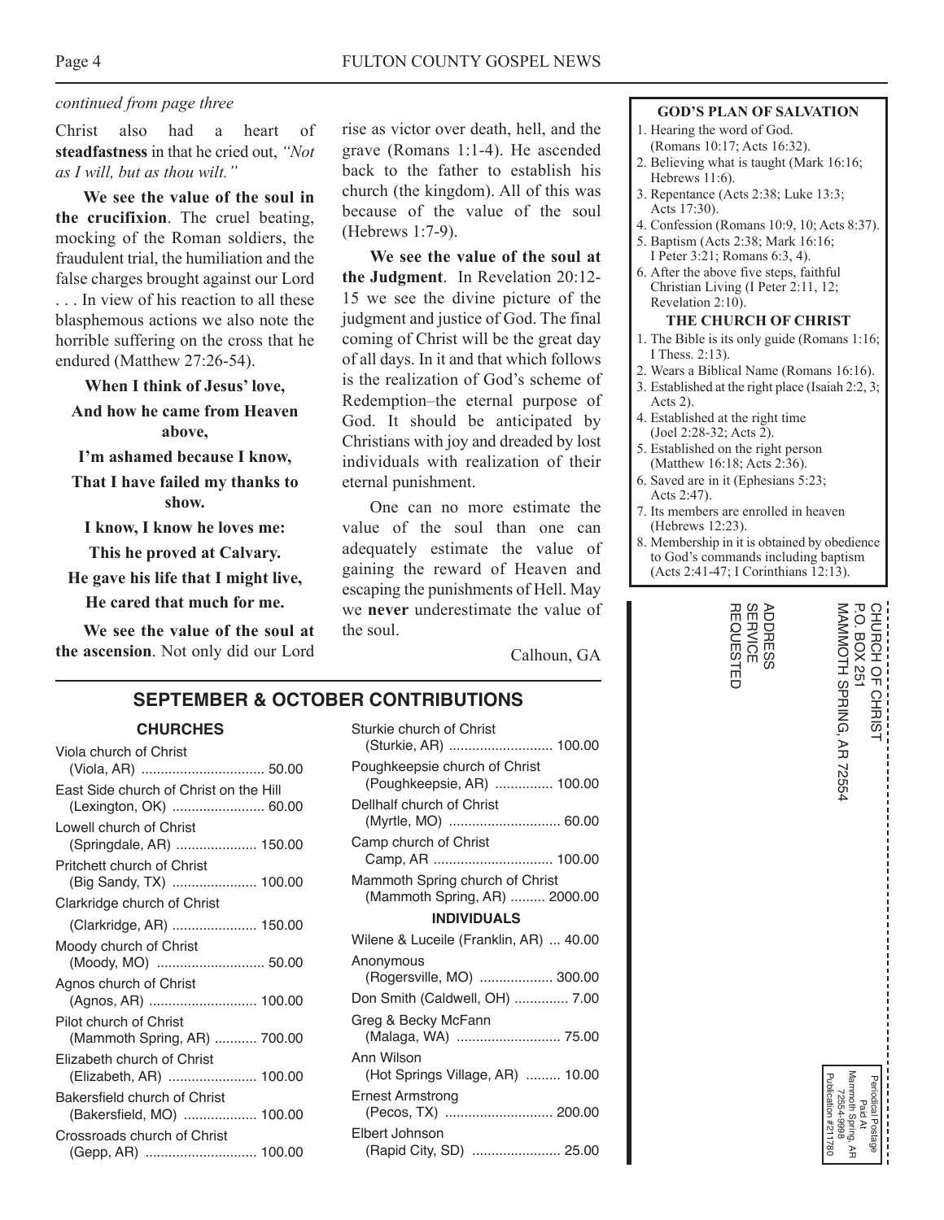*continued from page three*

Christ also had a heart of **steadfastness** in that he cried out, *"Not as I will, but as thou wilt."*

**We see the value of the soul in the crucifixion**. The cruel beating, mocking of the Roman soldiers, the fraudulent trial, the humiliation and the false charges brought against our Lord . . . In view of his reaction to all these blasphemous actions we also note the horrible suffering on the cross that he endured (Matthew 27:26-54).

**When I think of Jesus' love,**

**And how he came from Heaven above,**

**I'm ashamed because I know,**

**That I have failed my thanks to show.**

**I know, I know he loves me:**

**This he proved at Calvary.**

**He gave his life that I might live,**

**He cared that much for me.**

**We see the value of the soul at the ascension**. Not only did our Lord rise as victor over death, hell, and the grave (Romans 1:1-4). He ascended back to the father to establish his church (the kingdom). All of this was because of the value of the soul (Hebrews 1:7-9).

**We see the value of the soul at the Judgment**. In Revelation 20:12-15 we see the divine picture of the judgment and justice of God. The final coming of Christ will be the great day of all days. In it and that which follows is the realization of God's scheme of Redemption–the eternal purpose of God. It should be anticipated by Christians with joy and dreaded by lost individuals with realization of their eternal punishment.

One can no more estimate the value of the soul than one can adequately estimate the value of gaining the reward of Heaven and escaping the punishments of Hell. May we **never** underestimate the value of the soul.

Calhoun, GA

## SEPTEMBER & OCTOBER CONTRIBUTIONS

### CHURCHES

Viola church of Christ (Viola, AR) ................................ 50.00

East Side church of Christ on the Hill (Lexington, OK) ........................ 60.00

Lowell church of Christ (Springdale, AR) ..................... 150.00

Pritchett church of Christ (Big Sandy, TX) ...................... 100.00

Clarkridge church of Christ (Clarkridge, AR) ...................... 150.00

Moody church of Christ (Moody, MO) ............................ 50.00

Agnos church of Christ (Agnos, AR) ............................ 100.00

Pilot church of Christ (Mammoth Spring, AR) ........... 700.00

Elizabeth church of Christ (Elizabeth, AR) ....................... 100.00

Bakersfield church of Christ (Bakersfield, MO) ................... 100.00

Crossroads church of Christ (Gepp, AR) ............................. 100.00

Sturkie church of Christ (Sturkie, AR) ........................... 100.00

Poughkeepsie church of Christ (Poughkeepsie, AR) ............... 100.00

Dellhalf church of Christ (Myrtle, MO) ............................. 60.00

Camp church of Christ Camp, AR ............................... 100.00

Mammoth Spring church of Christ (Mammoth Spring, AR) ......... 2000.00

### INDIVIDUALS

Wilene & Luceile (Franklin, AR) ... 40.00

Anonymous (Rogersville, MO) ................... 300.00

Don Smith (Caldwell, OH) .............. 7.00

Greg & Becky McFann (Malaga, WA) ........................... 75.00

Ann Wilson (Hot Springs Village, AR) ......... 10.00

Ernest Armstrong (Pecos, TX) ............................ 200.00

Elbert Johnson (Rapid City, SD) ....................... 25.00

### GOD'S PLAN OF SALVATION

1. Hearing the word of God. (Romans 10:17; Acts 16:32).
2. Believing what is taught (Mark 16:16; Hebrews 11:6).
3. Repentance (Acts 2:38; Luke 13:3; Acts 17:30).
4. Confession (Romans 10:9, 10; Acts 8:37).
5. Baptism (Acts 2:38; Mark 16:16; I Peter 3:21; Romans 6:3, 4).
6. After the above five steps, faithful Christian Living (I Peter 2:11, 12; Revelation 2:10).

### THE CHURCH OF CHRIST

1. The Bible is its only guide (Romans 1:16; I Thess. 2:13).
2. Wears a Biblical Name (Romans 16:16).
3. Established at the right place (Isaiah 2:2, 3; Acts 2).
4. Established at the right time (Joel 2:28-32; Acts 2).
5. Established on the right person (Matthew 16:18; Acts 2:36).
6. Saved are in it (Ephesians 5:23; Acts 2:47).
7. Its members are enrolled in heaven (Hebrews 12:23).
8. Membership in it is obtained by obedience to God's commands including baptism (Acts 2:41-47; I Corinthians 12:13).

CHURCH OF CHRIST
P.O. BOX 251
MAMMOTH SPRING, AR 72554

ADDRESS
SERVICE
REQUESTED

Periodical Postage
Paid At
Mammoth Spring, AR
72554-9998
Publication #211780